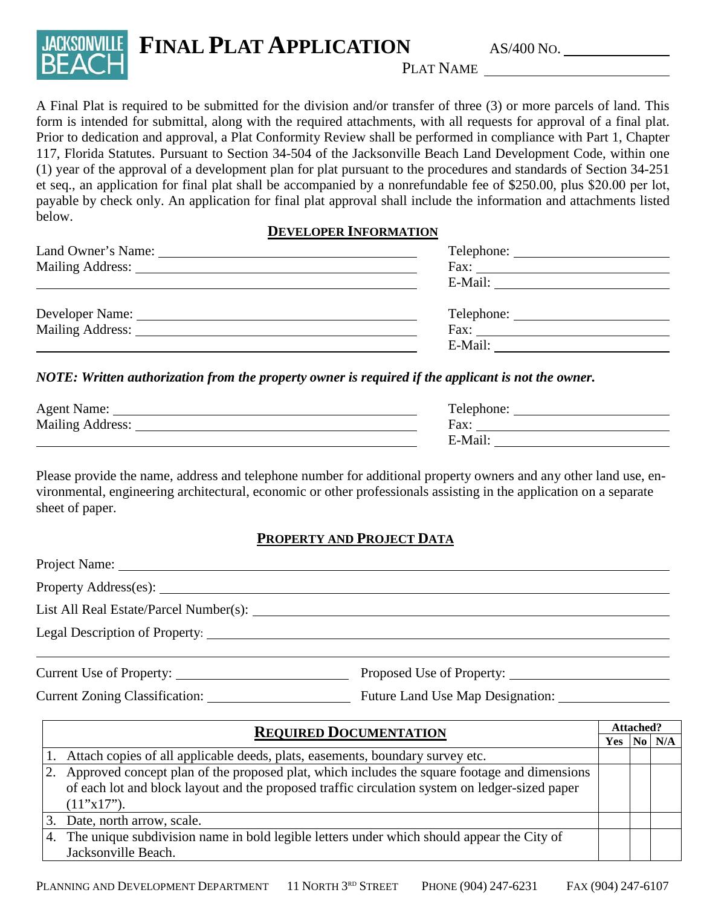# FINAL PLAT APPLICATION

AS/400 NO. ____________

PLAT NAME ____________________

A Final Plat is required to be submitted for the division and/or transfer of three (3) or more parcels of land. This form is intended for submittal, along with the required attachments, with all requests for approval of a final plat. Prior to dedication and approval, a Plat Conformity Review shall be performed in compliance with Part 1, Chapter 117, Florida Statutes. Pursuant to Section 34-504 of the Jacksonville Beach Land Development Code, within one (1) year of the approval of a development plan for plat pursuant to the procedures and standards of Section 34-251 et seq., an application for final plat shall be accompanied by a nonrefundable fee of $250.00, plus $20.00 per lot, payable by check only. An application for final plat approval shall include the information and attachments listed below.

## DEVELOPER INFORMATION

Land Owner's Name: ______________________ Telephone: ______________
Mailing Address: ______________________ Fax: ______________
______________________ E-Mail: ______________

Developer Name: ______________________ Telephone: ______________
Mailing Address: ______________________ Fax: ______________
______________________ E-Mail: ______________

***NOTE: Written authorization from the property owner is required if the applicant is not the owner.***

Agent Name: ______________________ Telephone: ______________
Mailing Address: ______________________ Fax: ______________
______________________ E-Mail: ______________

Please provide the name, address and telephone number for additional property owners and any other land use, environmental, engineering architectural, economic or other professionals assisting in the application on a separate sheet of paper.

## PROPERTY AND PROJECT DATA

Project Name: ______________________

Property Address(es): ______________________

List All Real Estate/Parcel Number(s): ______________________

Legal Description of Property: ______________________

______________________

Current Use of Property: ______________ Proposed Use of Property: ______________

Current Zoning Classification: ______________ Future Land Use Map Designation: ______________

| REQUIRED DOCUMENTATION | Attached? | | |
|---|---|---|---|
| | Yes | No | N/A |
| 1. Attach copies of all applicable deeds, plats, easements, boundary survey etc. | | | |
| 2. Approved concept plan of the proposed plat, which includes the square footage and dimensions of each lot and block layout and the proposed traffic circulation system on ledger-sized paper (11"x17"). | | | |
| 3. Date, north arrow, scale. | | | |
| 4. The unique subdivision name in bold legible letters under which should appear the City of Jacksonville Beach. | | | |

PLANNING AND DEVELOPMENT DEPARTMENT 11 NORTH 3RD STREET PHONE (904) 247-6231 FAX (904) 247-6107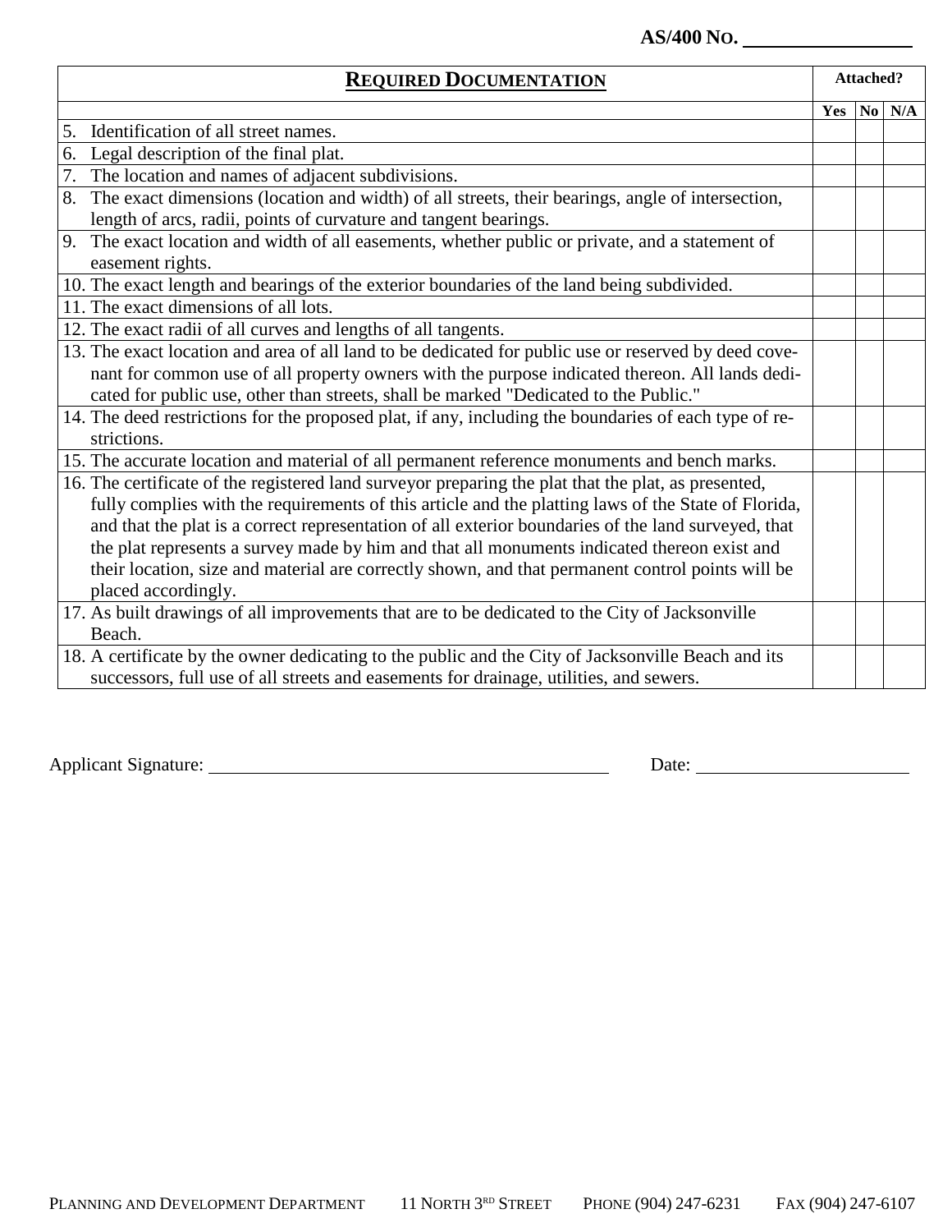**AS/400 NO. ________________**

| **REQUIRED DOCUMENTATION** | **Attached?** | | |
|---|---|---|---|
| | **Yes** | **No** | **N/A** |
| 5. Identification of all street names. | | | |
| 6. Legal description of the final plat. | | | |
| 7. The location and names of adjacent subdivisions. | | | |
| 8. The exact dimensions (location and width) of all streets, their bearings, angle of intersection, length of arcs, radii, points of curvature and tangent bearings. | | | |
| 9. The exact location and width of all easements, whether public or private, and a statement of easement rights. | | | |
| 10. The exact length and bearings of the exterior boundaries of the land being subdivided. | | | |
| 11. The exact dimensions of all lots. | | | |
| 12. The exact radii of all curves and lengths of all tangents. | | | |
| 13. The exact location and area of all land to be dedicated for public use or reserved by deed covenant for common use of all property owners with the purpose indicated thereon. All lands dedicated for public use, other than streets, shall be marked "Dedicated to the Public." | | | |
| 14. The deed restrictions for the proposed plat, if any, including the boundaries of each type of restrictions. | | | |
| 15. The accurate location and material of all permanent reference monuments and bench marks. | | | |
| 16. The certificate of the registered land surveyor preparing the plat that the plat, as presented, fully complies with the requirements of this article and the platting laws of the State of Florida, and that the plat is a correct representation of all exterior boundaries of the land surveyed, that the plat represents a survey made by him and that all monuments indicated thereon exist and their location, size and material are correctly shown, and that permanent control points will be placed accordingly. | | | |
| 17. As built drawings of all improvements that are to be dedicated to the City of Jacksonville Beach. | | | |
| 18. A certificate by the owner dedicating to the public and the City of Jacksonville Beach and its successors, full use of all streets and easements for drainage, utilities, and sewers. | | | |

Applicant Signature: ____________________________________________ Date: ______________________

PLANNING AND DEVELOPMENT DEPARTMENT 11 NORTH 3RD STREET PHONE (904) 247-6231 FAX (904) 247-6107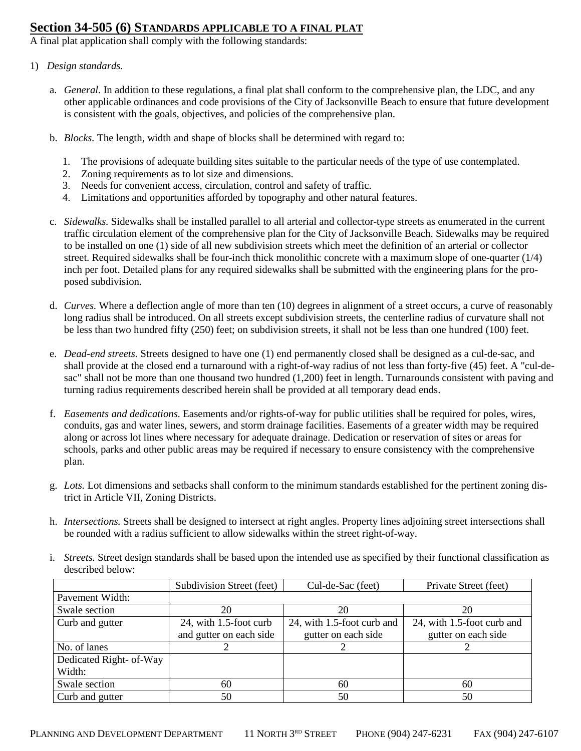## Section 34-505 (6) STANDARDS APPLICABLE TO A FINAL PLAT

A final plat application shall comply with the following standards:

1) *Design standards.*

   a. *General.* In addition to these regulations, a final plat shall conform to the comprehensive plan, the LDC, and any other applicable ordinances and code provisions of the City of Jacksonville Beach to ensure that future development is consistent with the goals, objectives, and policies of the comprehensive plan.

   b. *Blocks.* The length, width and shape of blocks shall be determined with regard to:

      1. The provisions of adequate building sites suitable to the particular needs of the type of use contemplated.
      2. Zoning requirements as to lot size and dimensions.
      3. Needs for convenient access, circulation, control and safety of traffic.
      4. Limitations and opportunities afforded by topography and other natural features.

   c. *Sidewalks.* Sidewalks shall be installed parallel to all arterial and collector-type streets as enumerated in the current traffic circulation element of the comprehensive plan for the City of Jacksonville Beach. Sidewalks may be required to be installed on one (1) side of all new subdivision streets which meet the definition of an arterial or collector street. Required sidewalks shall be four-inch thick monolithic concrete with a maximum slope of one-quarter (1/4) inch per foot. Detailed plans for any required sidewalks shall be submitted with the engineering plans for the proposed subdivision.

   d. *Curves.* Where a deflection angle of more than ten (10) degrees in alignment of a street occurs, a curve of reasonably long radius shall be introduced. On all streets except subdivision streets, the centerline radius of curvature shall not be less than two hundred fifty (250) feet; on subdivision streets, it shall not be less than one hundred (100) feet.

   e. *Dead-end streets.* Streets designed to have one (1) end permanently closed shall be designed as a cul-de-sac, and shall provide at the closed end a turnaround with a right-of-way radius of not less than forty-five (45) feet. A "cul-de-sac" shall not be more than one thousand two hundred (1,200) feet in length. Turnarounds consistent with paving and turning radius requirements described herein shall be provided at all temporary dead ends.

   f. *Easements and dedications.* Easements and/or rights-of-way for public utilities shall be required for poles, wires, conduits, gas and water lines, sewers, and storm drainage facilities. Easements of a greater width may be required along or across lot lines where necessary for adequate drainage. Dedication or reservation of sites or areas for schools, parks and other public areas may be required if necessary to ensure consistency with the comprehensive plan.

   g. *Lots.* Lot dimensions and setbacks shall conform to the minimum standards established for the pertinent zoning district in Article VII, Zoning Districts.

   h. *Intersections.* Streets shall be designed to intersect at right angles. Property lines adjoining street intersections shall be rounded with a radius sufficient to allow sidewalks within the street right-of-way.

   i. *Streets.* Street design standards shall be based upon the intended use as specified by their functional classification as described below:

| | Subdivision Street (feet) | Cul-de-Sac (feet) | Private Street (feet) |
|---|---|---|---|
| Pavement Width: | | | |
| Swale section | 20 | 20 | 20 |
| Curb and gutter | 24, with 1.5-foot curb and gutter on each side | 24, with 1.5-foot curb and gutter on each side | 24, with 1.5-foot curb and gutter on each side |
| No. of lanes | 2 | 2 | 2 |
| Dedicated Right- of-Way Width: | | | |
| Swale section | 60 | 60 | 60 |
| Curb and gutter | 50 | 50 | 50 |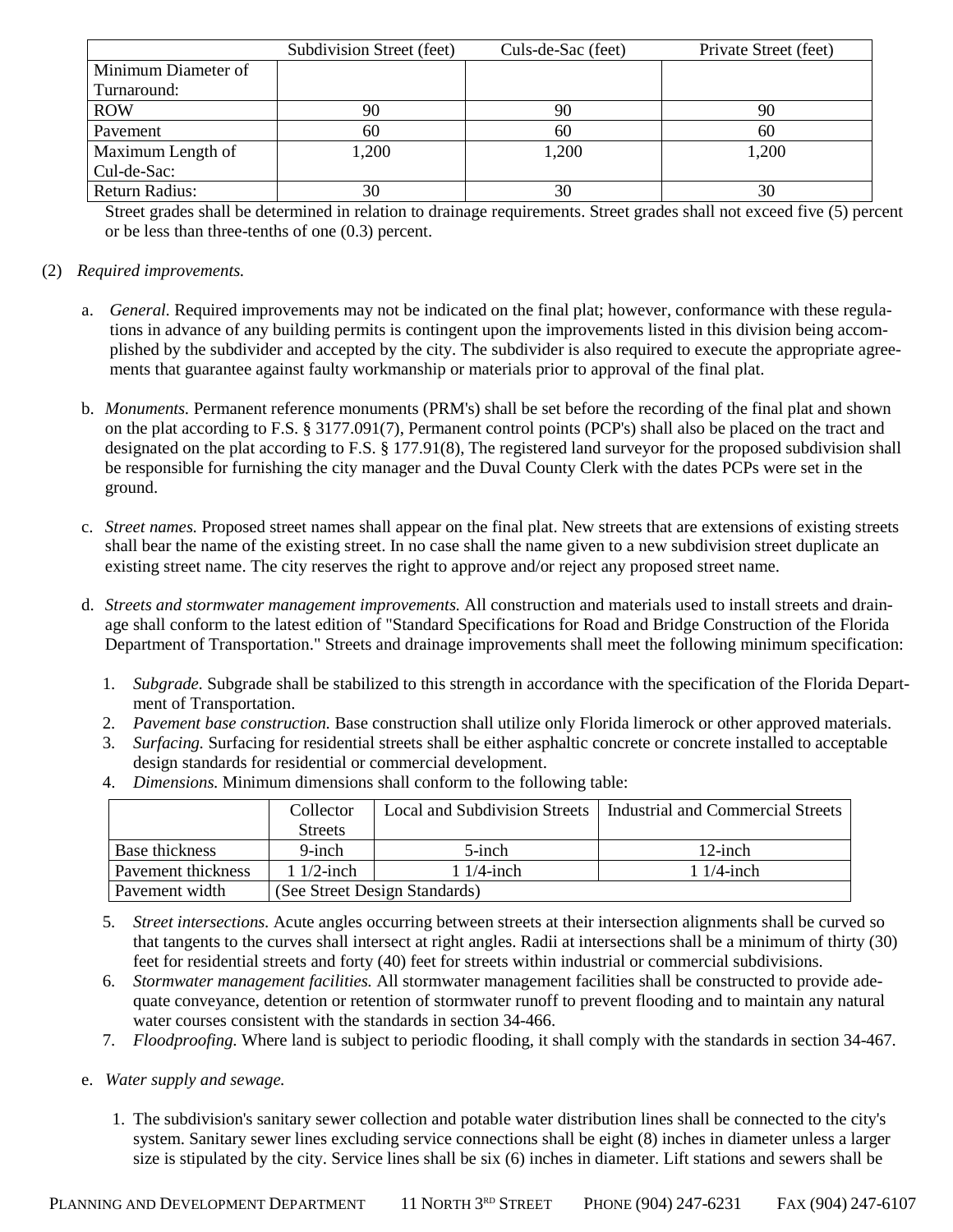| | Subdivision Street (feet) | Culs-de-Sac (feet) | Private Street (feet) |
|---|---|---|---|
| Minimum Diameter of Turnaround: | | | |
| ROW | 90 | 90 | 90 |
| Pavement | 60 | 60 | 60 |
| Maximum Length of Cul-de-Sac: | 1,200 | 1,200 | 1,200 |
| Return Radius: | 30 | 30 | 30 |

Street grades shall be determined in relation to drainage requirements. Street grades shall not exceed five (5) percent or be less than three-tenths of one (0.3) percent.

(2) *Required improvements.*

a. *General.* Required improvements may not be indicated on the final plat; however, conformance with these regulations in advance of any building permits is contingent upon the improvements listed in this division being accomplished by the subdivider and accepted by the city. The subdivider is also required to execute the appropriate agreements that guarantee against faulty workmanship or materials prior to approval of the final plat.

b. *Monuments.* Permanent reference monuments (PRM's) shall be set before the recording of the final plat and shown on the plat according to F.S. § 3177.091(7), Permanent control points (PCP's) shall also be placed on the tract and designated on the plat according to F.S. § 177.91(8), The registered land surveyor for the proposed subdivision shall be responsible for furnishing the city manager and the Duval County Clerk with the dates PCPs were set in the ground.

c. *Street names.* Proposed street names shall appear on the final plat. New streets that are extensions of existing streets shall bear the name of the existing street. In no case shall the name given to a new subdivision street duplicate an existing street name. The city reserves the right to approve and/or reject any proposed street name.

d. *Streets and stormwater management improvements.* All construction and materials used to install streets and drainage shall conform to the latest edition of "Standard Specifications for Road and Bridge Construction of the Florida Department of Transportation." Streets and drainage improvements shall meet the following minimum specification:

1. *Subgrade.* Subgrade shall be stabilized to this strength in accordance with the specification of the Florida Department of Transportation.
2. *Pavement base construction.* Base construction shall utilize only Florida limerock or other approved materials.
3. *Surfacing.* Surfacing for residential streets shall be either asphaltic concrete or concrete installed to acceptable design standards for residential or commercial development.
4. *Dimensions.* Minimum dimensions shall conform to the following table:

| | Collector Streets | Local and Subdivision Streets | Industrial and Commercial Streets |
|---|---|---|---|
| Base thickness | 9-inch | 5-inch | 12-inch |
| Pavement thickness | 1 1/2-inch | 1 1/4-inch | 1 1/4-inch |
| Pavement width | (See Street Design Standards) | | |

5. *Street intersections.* Acute angles occurring between streets at their intersection alignments shall be curved so that tangents to the curves shall intersect at right angles. Radii at intersections shall be a minimum of thirty (30) feet for residential streets and forty (40) feet for streets within industrial or commercial subdivisions.
6. *Stormwater management facilities.* All stormwater management facilities shall be constructed to provide adequate conveyance, detention or retention of stormwater runoff to prevent flooding and to maintain any natural water courses consistent with the standards in section 34-466.
7. *Floodproofing.* Where land is subject to periodic flooding, it shall comply with the standards in section 34-467.

e. *Water supply and sewage.*

1. The subdivision's sanitary sewer collection and potable water distribution lines shall be connected to the city's system. Sanitary sewer lines excluding service connections shall be eight (8) inches in diameter unless a larger size is stipulated by the city. Service lines shall be six (6) inches in diameter. Lift stations and sewers shall be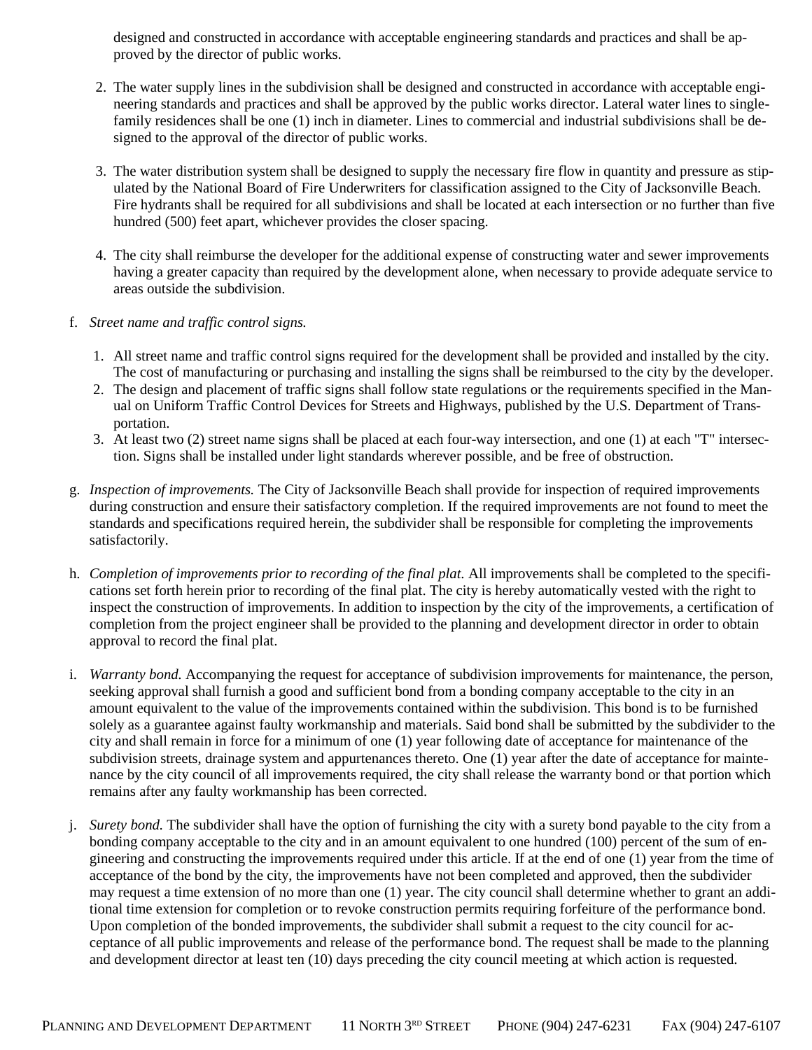designed and constructed in accordance with acceptable engineering standards and practices and shall be approved by the director of public works.

2. The water supply lines in the subdivision shall be designed and constructed in accordance with acceptable engineering standards and practices and shall be approved by the public works director. Lateral water lines to single-family residences shall be one (1) inch in diameter. Lines to commercial and industrial subdivisions shall be designed to the approval of the director of public works.

3. The water distribution system shall be designed to supply the necessary fire flow in quantity and pressure as stipulated by the National Board of Fire Underwriters for classification assigned to the City of Jacksonville Beach. Fire hydrants shall be required for all subdivisions and shall be located at each intersection or no further than five hundred (500) feet apart, whichever provides the closer spacing.

4. The city shall reimburse the developer for the additional expense of constructing water and sewer improvements having a greater capacity than required by the development alone, when necessary to provide adequate service to areas outside the subdivision.

f. *Street name and traffic control signs.*

1. All street name and traffic control signs required for the development shall be provided and installed by the city. The cost of manufacturing or purchasing and installing the signs shall be reimbursed to the city by the developer.
2. The design and placement of traffic signs shall follow state regulations or the requirements specified in the Manual on Uniform Traffic Control Devices for Streets and Highways, published by the U.S. Department of Transportation.
3. At least two (2) street name signs shall be placed at each four-way intersection, and one (1) at each "T" intersection. Signs shall be installed under light standards wherever possible, and be free of obstruction.

g. *Inspection of improvements.* The City of Jacksonville Beach shall provide for inspection of required improvements during construction and ensure their satisfactory completion. If the required improvements are not found to meet the standards and specifications required herein, the subdivider shall be responsible for completing the improvements satisfactorily.

h. *Completion of improvements prior to recording of the final plat.* All improvements shall be completed to the specifications set forth herein prior to recording of the final plat. The city is hereby automatically vested with the right to inspect the construction of improvements. In addition to inspection by the city of the improvements, a certification of completion from the project engineer shall be provided to the planning and development director in order to obtain approval to record the final plat.

i. *Warranty bond.* Accompanying the request for acceptance of subdivision improvements for maintenance, the person, seeking approval shall furnish a good and sufficient bond from a bonding company acceptable to the city in an amount equivalent to the value of the improvements contained within the subdivision. This bond is to be furnished solely as a guarantee against faulty workmanship and materials. Said bond shall be submitted by the subdivider to the city and shall remain in force for a minimum of one (1) year following date of acceptance for maintenance of the subdivision streets, drainage system and appurtenances thereto. One (1) year after the date of acceptance for maintenance by the city council of all improvements required, the city shall release the warranty bond or that portion which remains after any faulty workmanship has been corrected.

j. *Surety bond.* The subdivider shall have the option of furnishing the city with a surety bond payable to the city from a bonding company acceptable to the city and in an amount equivalent to one hundred (100) percent of the sum of engineering and constructing the improvements required under this article. If at the end of one (1) year from the time of acceptance of the bond by the city, the improvements have not been completed and approved, then the subdivider may request a time extension of no more than one (1) year. The city council shall determine whether to grant an additional time extension for completion or to revoke construction permits requiring forfeiture of the performance bond. Upon completion of the bonded improvements, the subdivider shall submit a request to the city council for acceptance of all public improvements and release of the performance bond. The request shall be made to the planning and development director at least ten (10) days preceding the city council meeting at which action is requested.